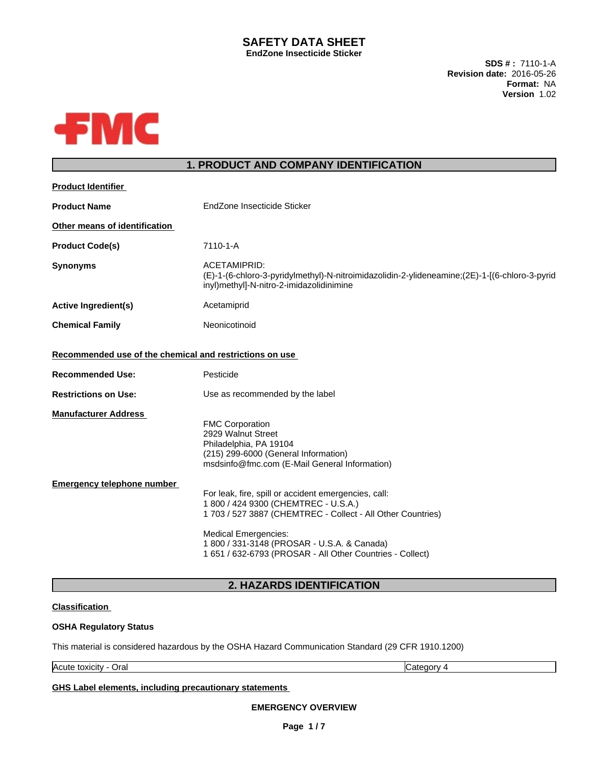# SAFETY DATA SHEET

**EndZone Insecticide Sticker**

**SDS # :** 7110-1-A
**Revision date:** 2016-05-26
**Format:** NA
**Version** 1.02

FMC

## 1. PRODUCT AND COMPANY IDENTIFICATION

**Product Identifier**

**Product Name** EndZone Insecticide Sticker

**Other means of identification**

**Product Code(s)** 7110-1-A

**Synonyms** ACETAMIPRID: (E)-1-(6-chloro-3-pyridylmethyl)-N-nitroimidazolidin-2-ylideneamine;(2E)-1-[(6-chloro-3-pyridinyl)methyl]-N-nitro-2-imidazolidinimine

**Active Ingredient(s)** Acetamiprid

**Chemical Family** Neonicotinoid

**Recommended use of the chemical and restrictions on use**

**Recommended Use:** Pesticide

**Restrictions on Use:** Use as recommended by the label

**Manufacturer Address**

FMC Corporation
2929 Walnut Street
Philadelphia, PA 19104
(215) 299-6000 (General Information)
msdsinfo@fmc.com (E-Mail General Information)

**Emergency telephone number**

For leak, fire, spill or accident emergencies, call:
1 800 / 424 9300 (CHEMTREC - U.S.A.)
1 703 / 527 3887 (CHEMTREC - Collect - All Other Countries)

Medical Emergencies:
1 800 / 331-3148 (PROSAR - U.S.A. & Canada)
1 651 / 632-6793 (PROSAR - All Other Countries - Collect)

## 2. HAZARDS IDENTIFICATION

**Classification**

**OSHA Regulatory Status**

This material is considered hazardous by the OSHA Hazard Communication Standard (29 CFR 1910.1200)

| Acute toxicity - Oral | Category 4 |
|---|---|

**GHS Label elements, including precautionary statements**

**EMERGENCY OVERVIEW**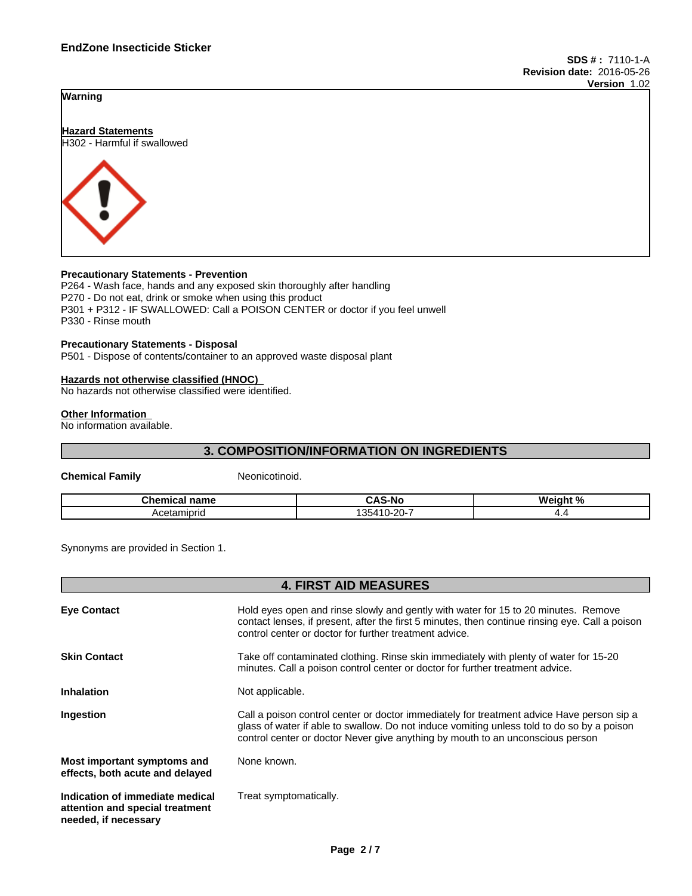**Warning**

**Hazard Statements**
H302 - Harmful if swallowed

**Precautionary Statements - Prevention**
P264 - Wash face, hands and any exposed skin thoroughly after handling
P270 - Do not eat, drink or smoke when using this product
P301 + P312 - IF SWALLOWED: Call a POISON CENTER or doctor if you feel unwell
P330 - Rinse mouth

**Precautionary Statements - Disposal**
P501 - Dispose of contents/container to an approved waste disposal plant

**Hazards not otherwise classified (HNOC)**
No hazards not otherwise classified were identified.

**Other Information**
No information available.

## 3. COMPOSITION/INFORMATION ON INGREDIENTS

**Chemical Family** Neonicotinoid.

| Chemical name | CAS-No | Weight % |
|---|---|---|
| Acetamiprid | 135410-20-7 | 4.4 |

Synonyms are provided in Section 1.

## 4. FIRST AID MEASURES

**Eye Contact**
Hold eyes open and rinse slowly and gently with water for 15 to 20 minutes. Remove contact lenses, if present, after the first 5 minutes, then continue rinsing eye. Call a poison control center or doctor for further treatment advice.

**Skin Contact**
Take off contaminated clothing. Rinse skin immediately with plenty of water for 15-20 minutes. Call a poison control center or doctor for further treatment advice.

**Inhalation**
Not applicable.

**Ingestion**
Call a poison control center or doctor immediately for treatment advice Have person sip a glass of water if able to swallow. Do not induce vomiting unless told to do so by a poison control center or doctor Never give anything by mouth to an unconscious person

**Most important symptoms and effects, both acute and delayed**
None known.

**Indication of immediate medical attention and special treatment needed, if necessary**
Treat symptomatically.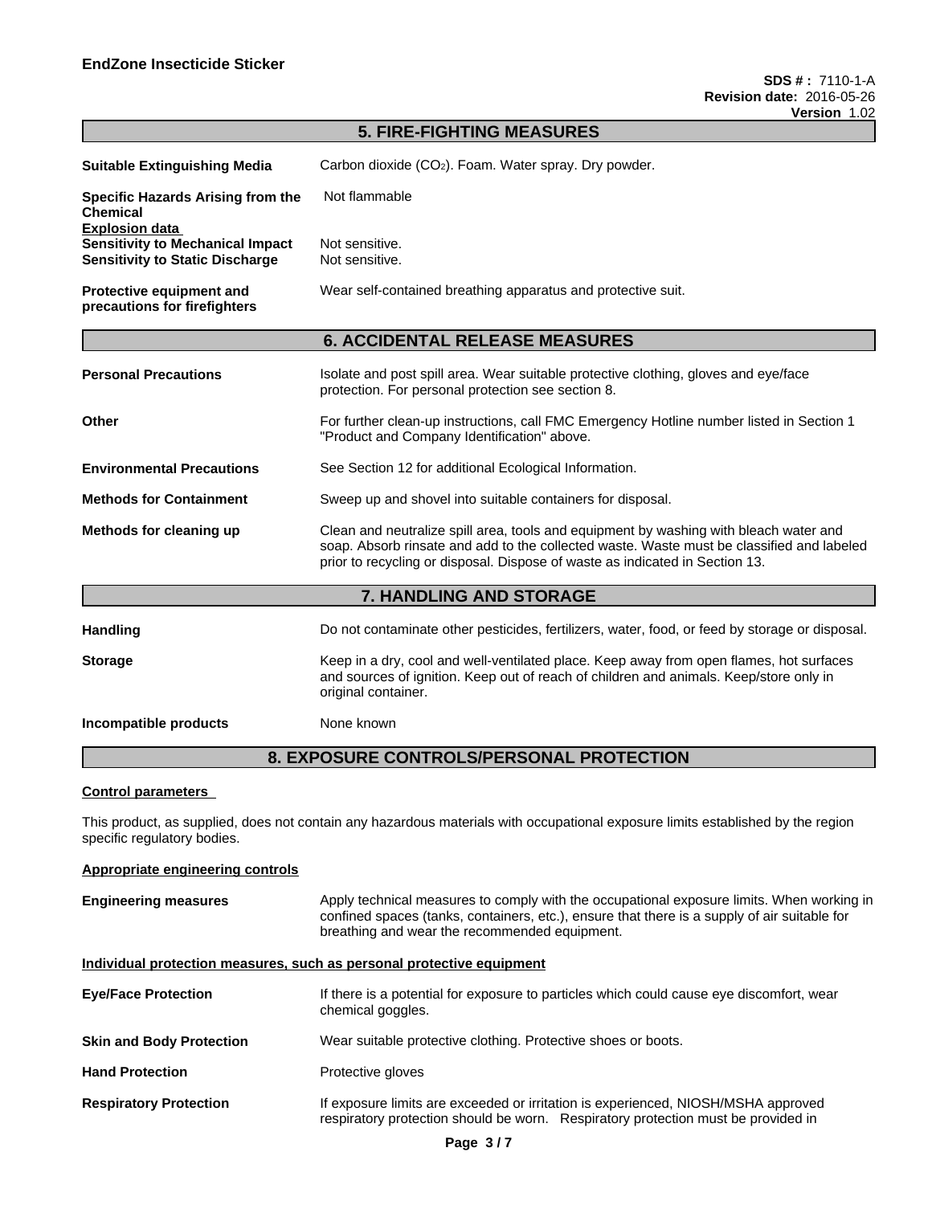## 5. FIRE-FIGHTING MEASURES

| | |
|---|---|
| **Suitable Extinguishing Media** | Carbon dioxide ($CO_2$). Foam. Water spray. Dry powder. |
| **Specific Hazards Arising from the Chemical** | Not flammable |

**Explosion data**

| | |
|---|---|
| **Sensitivity to Mechanical Impact** | Not sensitive. |
| **Sensitivity to Static Discharge** | Not sensitive. |
| **Protective equipment and precautions for firefighters** | Wear self-contained breathing apparatus and protective suit. |

## 6. ACCIDENTAL RELEASE MEASURES

| | |
|---|---|
| **Personal Precautions** | Isolate and post spill area. Wear suitable protective clothing, gloves and eye/face protection. For personal protection see section 8. |
| **Other** | For further clean-up instructions, call FMC Emergency Hotline number listed in Section 1 "Product and Company Identification" above. |
| **Environmental Precautions** | See Section 12 for additional Ecological Information. |
| **Methods for Containment** | Sweep up and shovel into suitable containers for disposal. |
| **Methods for cleaning up** | Clean and neutralize spill area, tools and equipment by washing with bleach water and soap. Absorb rinsate and add to the collected waste. Waste must be classified and labeled prior to recycling or disposal. Dispose of waste as indicated in Section 13. |

## 7. HANDLING AND STORAGE

| | |
|---|---|
| **Handling** | Do not contaminate other pesticides, fertilizers, water, food, or feed by storage or disposal. |
| **Storage** | Keep in a dry, cool and well-ventilated place. Keep away from open flames, hot surfaces and sources of ignition. Keep out of reach of children and animals. Keep/store only in original container. |
| **Incompatible products** | None known |

## 8. EXPOSURE CONTROLS/PERSONAL PROTECTION

**Control parameters**

This product, as supplied, does not contain any hazardous materials with occupational exposure limits established by the region specific regulatory bodies.

**Appropriate engineering controls**

| | |
|---|---|
| **Engineering measures** | Apply technical measures to comply with the occupational exposure limits. When working in confined spaces (tanks, containers, etc.), ensure that there is a supply of air suitable for breathing and wear the recommended equipment. |

**Individual protection measures, such as personal protective equipment**

| | |
|---|---|
| **Eye/Face Protection** | If there is a potential for exposure to particles which could cause eye discomfort, wear chemical goggles. |
| **Skin and Body Protection** | Wear suitable protective clothing. Protective shoes or boots. |
| **Hand Protection** | Protective gloves |
| **Respiratory Protection** | If exposure limits are exceeded or irritation is experienced, NIOSH/MSHA approved respiratory protection should be worn. Respiratory protection must be provided in |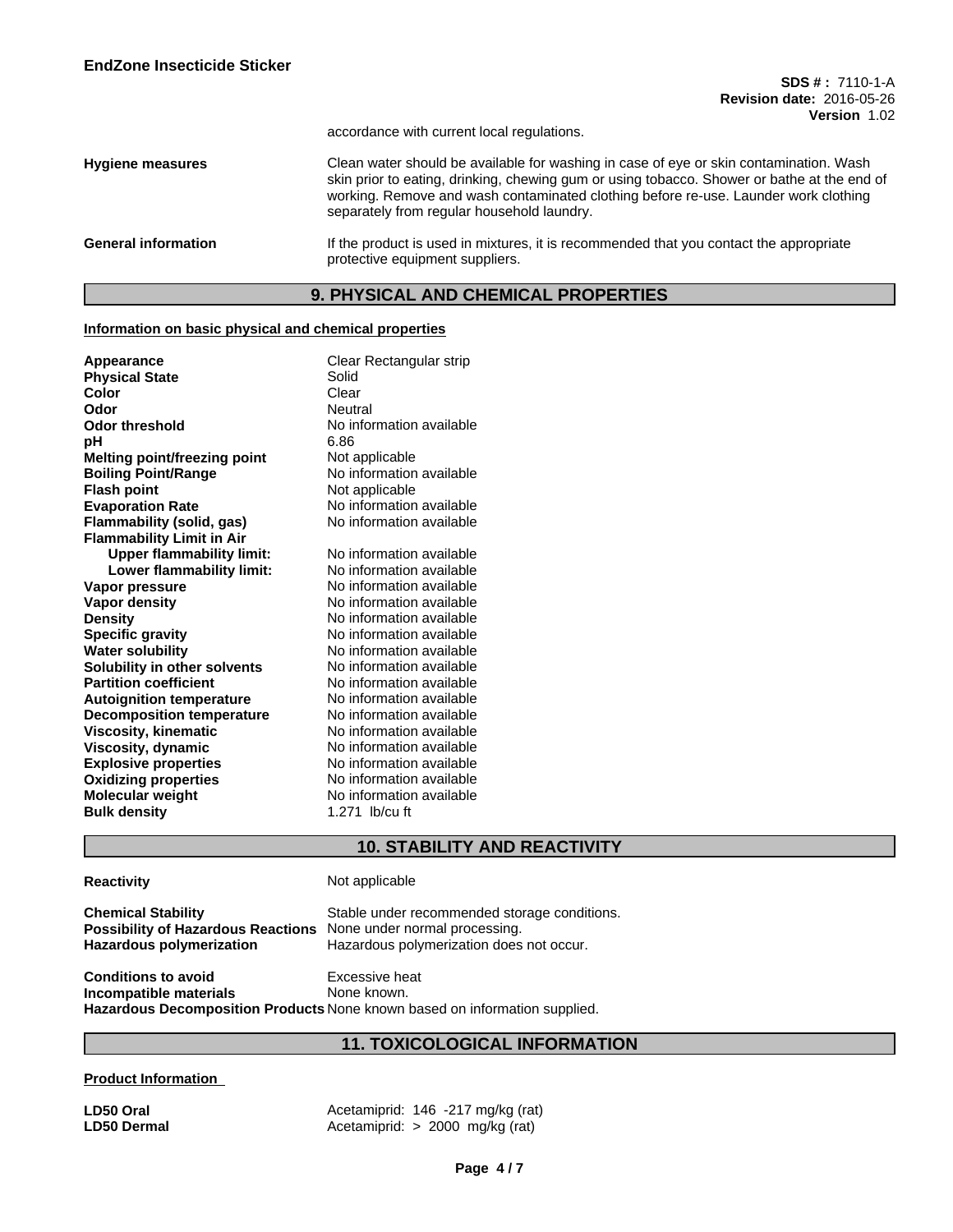accordance with current local regulations.

| | |
|---|---|
| **Hygiene measures** | Clean water should be available for washing in case of eye or skin contamination. Wash skin prior to eating, drinking, chewing gum or using tobacco. Shower or bathe at the end of working. Remove and wash contaminated clothing before re-use. Launder work clothing separately from regular household laundry. |
| **General information** | If the product is used in mixtures, it is recommended that you contact the appropriate protective equipment suppliers. |

## 9. PHYSICAL AND CHEMICAL PROPERTIES

**Information on basic physical and chemical properties**

| | |
|---|---|
| **Appearance** | Clear Rectangular strip |
| **Physical State** | Solid |
| **Color** | Clear |
| **Odor** | Neutral |
| **Odor threshold** | No information available |
| **pH** | 6.86 |
| **Melting point/freezing point** | Not applicable |
| **Boiling Point/Range** | No information available |
| **Flash point** | Not applicable |
| **Evaporation Rate** | No information available |
| **Flammability (solid, gas)** | No information available |
| **Flammability Limit in Air** | |
| **Upper flammability limit:** | No information available |
| **Lower flammability limit:** | No information available |
| **Vapor pressure** | No information available |
| **Vapor density** | No information available |
| **Density** | No information available |
| **Specific gravity** | No information available |
| **Water solubility** | No information available |
| **Solubility in other solvents** | No information available |
| **Partition coefficient** | No information available |
| **Autoignition temperature** | No information available |
| **Decomposition temperature** | No information available |
| **Viscosity, kinematic** | No information available |
| **Viscosity, dynamic** | No information available |
| **Explosive properties** | No information available |
| **Oxidizing properties** | No information available |
| **Molecular weight** | No information available |
| **Bulk density** | 1.271 lb/cu ft |

## 10. STABILITY AND REACTIVITY

| | |
|---|---|
| **Reactivity** | Not applicable |
| **Chemical Stability** | Stable under recommended storage conditions. |
| **Possibility of Hazardous Reactions** | None under normal processing. |
| **Hazardous polymerization** | Hazardous polymerization does not occur. |
| **Conditions to avoid** | Excessive heat |
| **Incompatible materials** | None known. |
| **Hazardous Decomposition Products** | None known based on information supplied. |

## 11. TOXICOLOGICAL INFORMATION

**Product Information**

| | |
|---|---|
| **LD50 Oral** | Acetamiprid: 146 -217 mg/kg (rat) |
| **LD50 Dermal** | Acetamiprid: > 2000 mg/kg (rat) |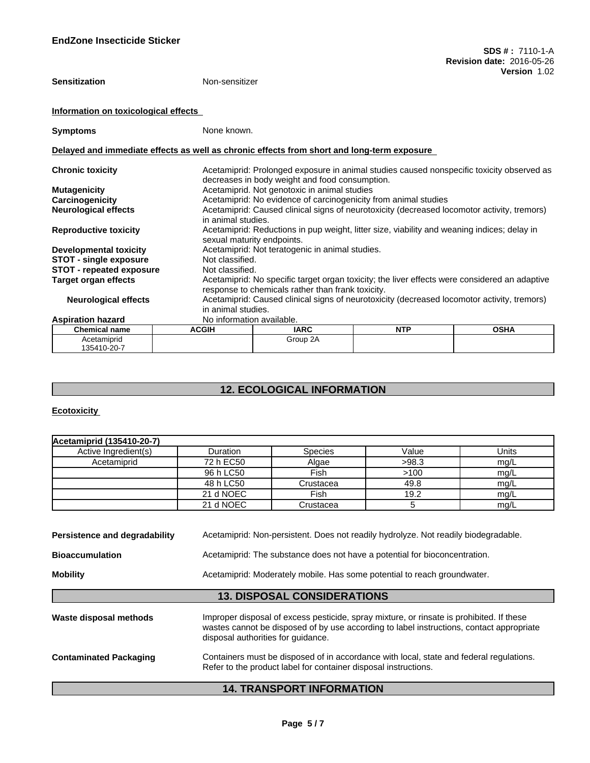**Sensitization** Non-sensitizer

**Information on toxicological effects**

**Symptoms** None known.

**Delayed and immediate effects as well as chronic effects from short and long-term exposure**

**Chronic toxicity** Acetamiprid: Prolonged exposure in animal studies caused nonspecific toxicity observed as decreases in body weight and food consumption.

**Mutagenicity** Acetamiprid. Not genotoxic in animal studies

**Carcinogenicity** Acetamiprid: No evidence of carcinogenicity from animal studies

**Neurological effects** Acetamiprid: Caused clinical signs of neurotoxicity (decreased locomotor activity, tremors) in animal studies.

**Reproductive toxicity** Acetamiprid: Reductions in pup weight, litter size, viability and weaning indices; delay in sexual maturity endpoints.

**Developmental toxicity** Acetamiprid: Not teratogenic in animal studies.

**STOT - single exposure** Not classified.

**STOT - repeated exposure** Not classified.

**Target organ effects** Acetamiprid: No specific target organ toxicity; the liver effects were considered an adaptive response to chemicals rather than frank toxicity.

**Neurological effects** Acetamiprid: Caused clinical signs of neurotoxicity (decreased locomotor activity, tremors) in animal studies.

**Aspiration hazard** No information available.

| Chemical name | ACGIH | IARC | NTP | OSHA |
|---|---|---|---|---|
| Acetamiprid 135410-20-7 | | Group 2A | | |

## 12. ECOLOGICAL INFORMATION

**Ecotoxicity**

| Acetamiprid (135410-20-7) | | | | |
|---|---|---|---|---|
| Active Ingredient(s) | Duration | Species | Value | Units |
| Acetamiprid | 72 h EC50 | Algae | >98.3 | mg/L |
| | 96 h LC50 | Fish | >100 | mg/L |
| | 48 h LC50 | Crustacea | 49.8 | mg/L |
| | 21 d NOEC | Fish | 19.2 | mg/L |
| | 21 d NOEC | Crustacea | 5 | mg/L |

**Persistence and degradability** Acetamiprid: Non-persistent. Does not readily hydrolyze. Not readily biodegradable.

**Bioaccumulation** Acetamiprid: The substance does not have a potential for bioconcentration.

**Mobility** Acetamiprid: Moderately mobile. Has some potential to reach groundwater.

## 13. DISPOSAL CONSIDERATIONS

**Waste disposal methods** Improper disposal of excess pesticide, spray mixture, or rinsate is prohibited. If these wastes cannot be disposed of by use according to label instructions, contact appropriate disposal authorities for guidance.

**Contaminated Packaging** Containers must be disposed of in accordance with local, state and federal regulations. Refer to the product label for container disposal instructions.

## 14. TRANSPORT INFORMATION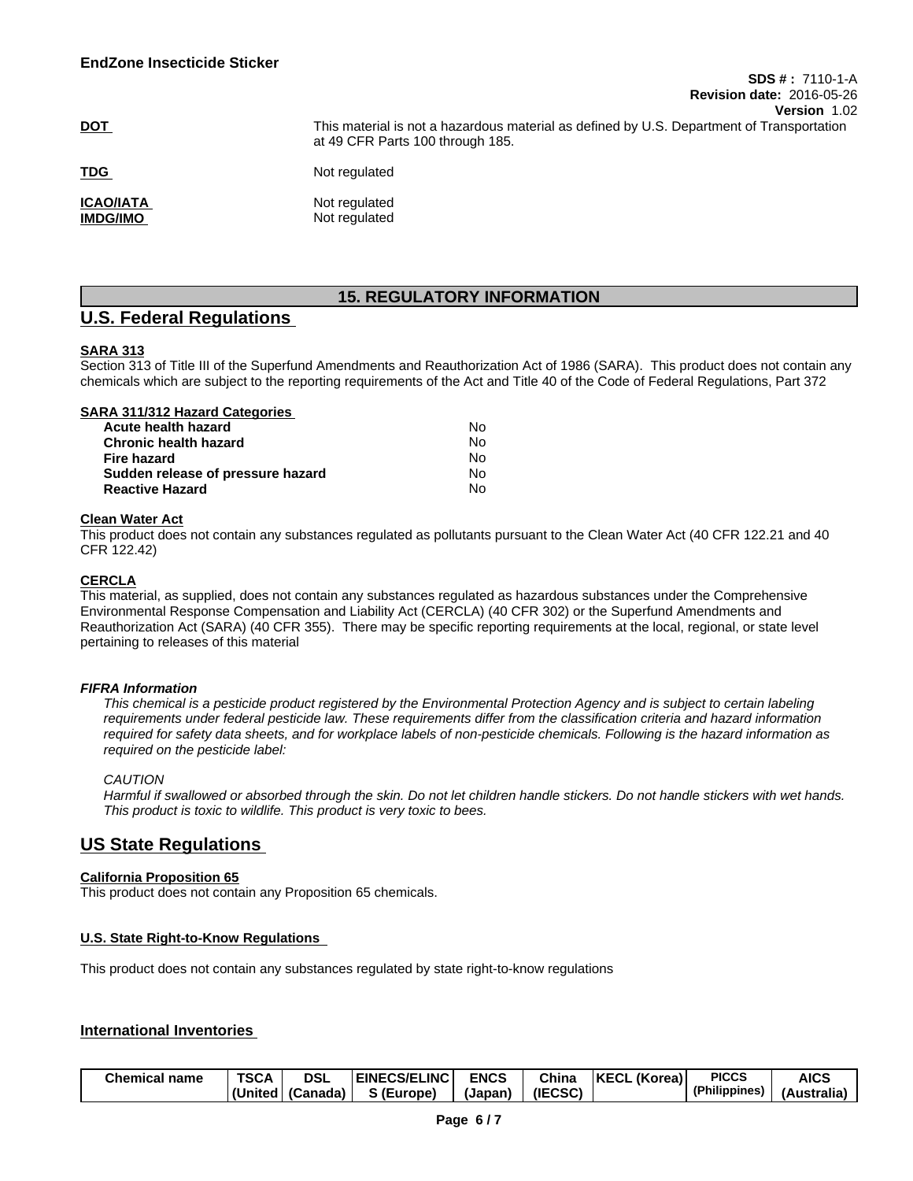**DOT** This material is not a hazardous material as defined by U.S. Department of Transportation at 49 CFR Parts 100 through 185.

**TDG** Not regulated

**ICAO/IATA** Not regulated

**IMDG/IMO** Not regulated

## 15. REGULATORY INFORMATION

## U.S. Federal Regulations

**SARA 313**

Section 313 of Title III of the Superfund Amendments and Reauthorization Act of 1986 (SARA). This product does not contain any chemicals which are subject to the reporting requirements of the Act and Title 40 of the Code of Federal Regulations, Part 372

**SARA 311/312 Hazard Categories**

| | |
|---|---|
| **Acute health hazard** | No |
| **Chronic health hazard** | No |
| **Fire hazard** | No |
| **Sudden release of pressure hazard** | No |
| **Reactive Hazard** | No |

**Clean Water Act**

This product does not contain any substances regulated as pollutants pursuant to the Clean Water Act (40 CFR 122.21 and 40 CFR 122.42)

**CERCLA**

This material, as supplied, does not contain any substances regulated as hazardous substances under the Comprehensive Environmental Response Compensation and Liability Act (CERCLA) (40 CFR 302) or the Superfund Amendments and Reauthorization Act (SARA) (40 CFR 355). There may be specific reporting requirements at the local, regional, or state level pertaining to releases of this material

***FIFRA Information***

*This chemical is a pesticide product registered by the Environmental Protection Agency and is subject to certain labeling requirements under federal pesticide law. These requirements differ from the classification criteria and hazard information required for safety data sheets, and for workplace labels of non-pesticide chemicals. Following is the hazard information as required on the pesticide label:*

*CAUTION*

*Harmful if swallowed or absorbed through the skin. Do not let children handle stickers. Do not handle stickers with wet hands. This product is toxic to wildlife. This product is very toxic to bees.*

## US State Regulations

**California Proposition 65**

This product does not contain any Proposition 65 chemicals.

**U.S. State Right-to-Know Regulations**

This product does not contain any substances regulated by state right-to-know regulations

**International Inventories**

| Chemical name | TSCA (United | DSL (Canada) | EINECS/ELINCS (Europe) | ENCS (Japan) | China (IECSC) | KECL (Korea) | PICCS (Philippines) | AICS (Australia) |
|---|---|---|---|---|---|---|---|---|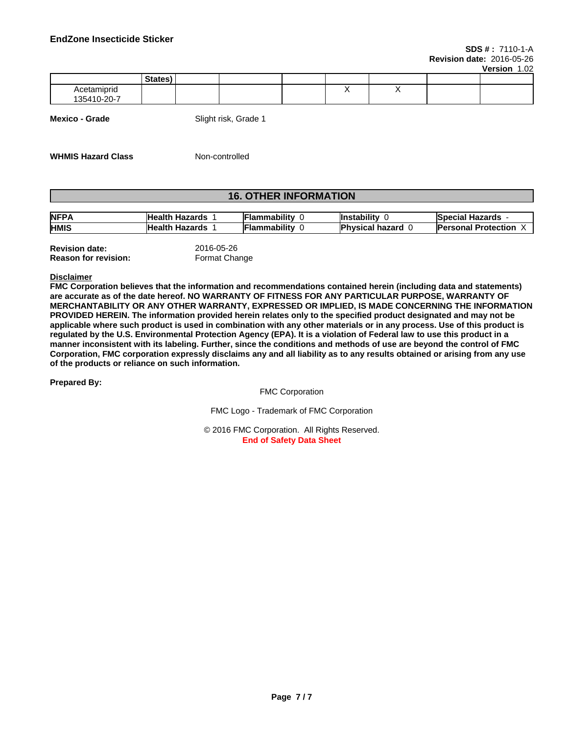|  | States) |  |  |  |  |  |  |  |
| --- | --- | --- | --- | --- | --- | --- | --- | --- |
| Acetamiprid 135410-20-7 |  |  |  |  | X | X |  |  |

**Mexico - Grade** Slight risk, Grade 1

**WHMIS Hazard Class** Non-controlled

## 16. OTHER INFORMATION

| | | | | |
| --- | --- | --- | --- | --- |
| **NFPA** | **Health Hazards** 1 | **Flammability** 0 | **Instability** 0 | **Special Hazards** - |
| **HMIS** | **Health Hazards** 1 | **Flammability** 0 | **Physical hazard** 0 | **Personal Protection** X |

**Revision date:** 2016-05-26
**Reason for revision:** Format Change

**Disclaimer**

**FMC Corporation believes that the information and recommendations contained herein (including data and statements) are accurate as of the date hereof. NO WARRANTY OF FITNESS FOR ANY PARTICULAR PURPOSE, WARRANTY OF MERCHANTABILITY OR ANY OTHER WARRANTY, EXPRESSED OR IMPLIED, IS MADE CONCERNING THE INFORMATION PROVIDED HEREIN. The information provided herein relates only to the specified product designated and may not be applicable where such product is used in combination with any other materials or in any process. Use of this product is regulated by the U.S. Environmental Protection Agency (EPA). It is a violation of Federal law to use this product in a manner inconsistent with its labeling. Further, since the conditions and methods of use are beyond the control of FMC Corporation, FMC corporation expressly disclaims any and all liability as to any results obtained or arising from any use of the products or reliance on such information.**

**Prepared By:**

FMC Corporation

FMC Logo - Trademark of FMC Corporation

© 2016 FMC Corporation. All Rights Reserved.

**End of Safety Data Sheet**